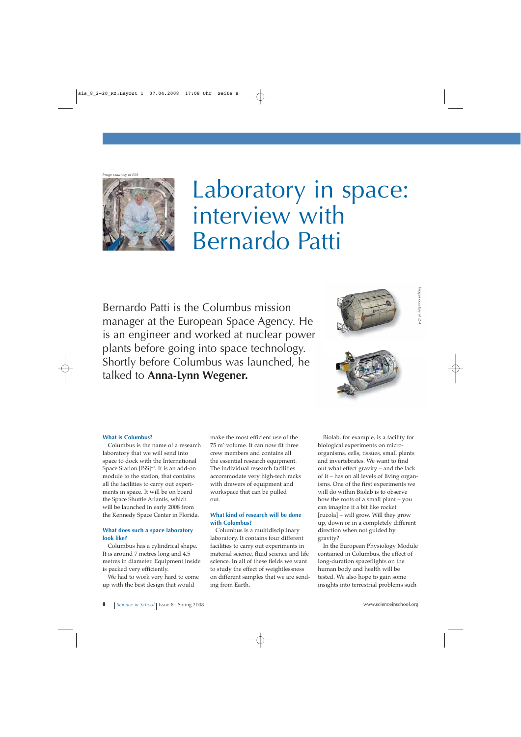Image courtesy of ESA

# Laboratory in space: interview with Bernardo Patti

Bernardo Patti is the Columbus mission manager at the European Space Agency. He is an engineer and worked at nuclear power plants before going into space technology. Shortly before Columbus was launched, he talked to **Anna-Lynn Wegener.**

Images courtesy of ESA

### What is Columbus?

Columbus is the name of a research laboratory that we will send into space to dock with the International Space Station [ISS][w1]. It is an add-on module to the station, that contains all the facilities to carry out experiments in space. It will be on board the Space Shuttle Atlantis, which will be launched in early 2008 from the Kennedy Space Center in Florida.

### What does such a space laboratory look like?

Columbus has a cylindrical shape. It is around 7 metres long and 4.5 metres in diameter. Equipment inside is packed very efficiently.

We had to work very hard to come up with the best design that would make the most efficient use of the 75 $m^3$ volume. It can now fit three crew members and contains all the essential research equipment. The individual research facilities accommodate very high-tech racks with drawers of equipment and workspace that can be pulled out.

### What kind of research will be done with Columbus?

Columbus is a multidisciplinary laboratory. It contains four different facilities to carry out experiments in material science, fluid science and life science. In all of these fields we want to study the effect of weightlessness on different samples that we are sending from Earth.

Biolab, for example, is a facility for biological experiments on micro-organisms, cells, tissues, small plants and invertebrates. We want to find out what effect gravity – and the lack of it – has on all levels of living organisms. One of the first experiments we will do within Biolab is to observe how the roots of a small plant – you can imagine it a bit like rocket [rucola] – will grow. Will they grow up, down or in a completely different direction when not guided by gravity?

In the European Physiology Module contained in Columbus, the effect of long-duration spaceflights on the human body and health will be tested. We also hope to gain some insights into terrestrial problems such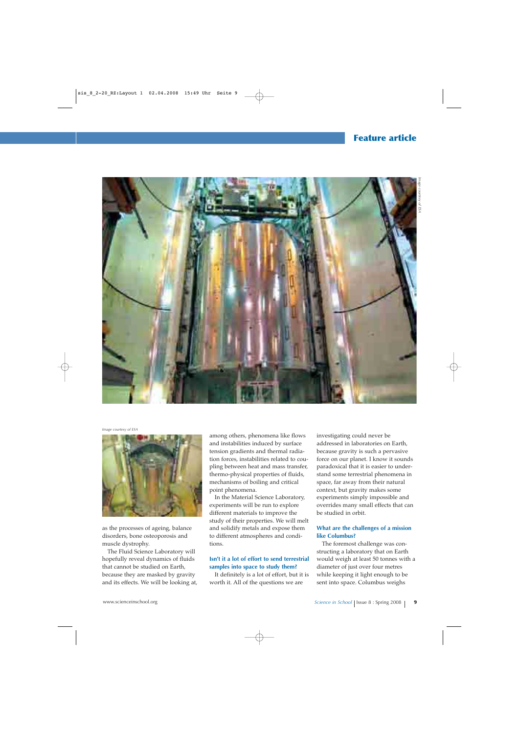Image courtesy of ESA

Image courtesy of ESA

as the processes of ageing, balance disorders, bone osteoporosis and muscle dystrophy.

The Fluid Science Laboratory will hopefully reveal dynamics of fluids that cannot be studied on Earth, because they are masked by gravity and its effects. We will be looking at, among others, phenomena like flows and instabilities induced by surface tension gradients and thermal radiation forces, instabilities related to coupling between heat and mass transfer, thermo-physical properties of fluids, mechanisms of boiling and critical point phenomena.

In the Material Science Laboratory, experiments will be run to explore different materials to improve the study of their properties. We will melt and solidify metals and expose them to different atmospheres and conditions.

### Isn't it a lot of effort to send terrestrial samples into space to study them?

It definitely is a lot of effort, but it is worth it. All of the questions we are investigating could never be addressed in laboratories on Earth, because gravity is such a pervasive force on our planet. I know it sounds paradoxical that it is easier to understand some terrestrial phenomena in space, far away from their natural context, but gravity makes some experiments simply impossible and overrides many small effects that can be studied in orbit.

### What are the challenges of a mission like Columbus?

The foremost challenge was constructing a laboratory that on Earth would weigh at least 50 tonnes with a diameter of just over four metres while keeping it light enough to be sent into space. Columbus weighs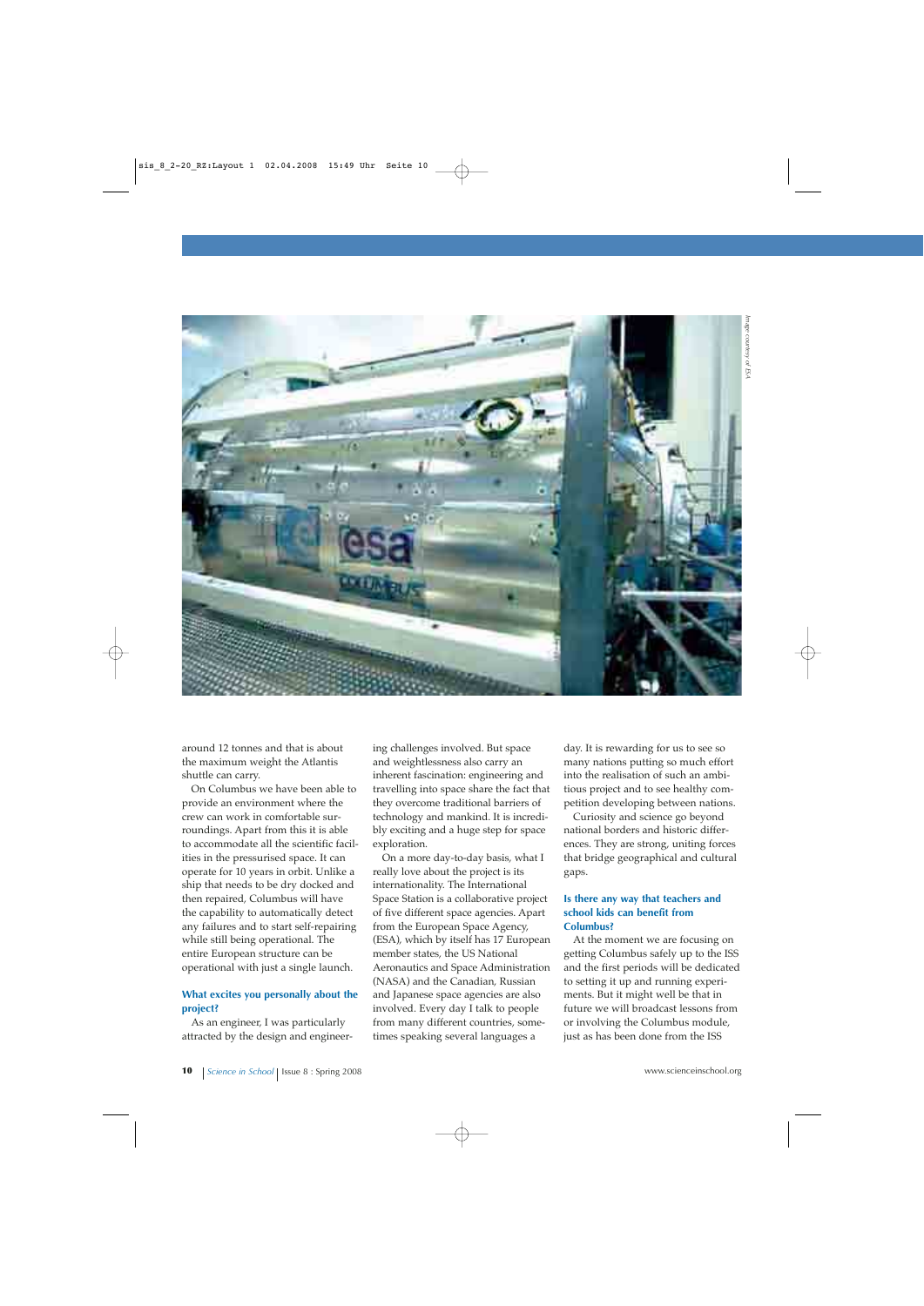Image courtesy of ESA

around 12 tonnes and that is about the maximum weight the Atlantis shuttle can carry.

On Columbus we have been able to provide an environment where the crew can work in comfortable surroundings. Apart from this it is able to accommodate all the scientific facilities in the pressurised space. It can operate for 10 years in orbit. Unlike a ship that needs to be dry docked and then repaired, Columbus will have the capability to automatically detect any failures and to start self-repairing while still being operational. The entire European structure can be operational with just a single launch.

### What excites you personally about the project?

As an engineer, I was particularly attracted by the design and engineering challenges involved. But space and weightlessness also carry an inherent fascination: engineering and travelling into space share the fact that they overcome traditional barriers of technology and mankind. It is incredibly exciting and a huge step for space exploration.

On a more day-to-day basis, what I really love about the project is its internationality. The International Space Station is a collaborative project of five different space agencies. Apart from the European Space Agency, (ESA), which by itself has 17 European member states, the US National Aeronautics and Space Administration (NASA) and the Canadian, Russian and Japanese space agencies are also involved. Every day I talk to people from many different countries, sometimes speaking several languages a day. It is rewarding for us to see so many nations putting so much effort into the realisation of such an ambitious project and to see healthy competition developing between nations.

Curiosity and science go beyond national borders and historic differences. They are strong, uniting forces that bridge geographical and cultural gaps.

### Is there any way that teachers and school kids can benefit from Columbus?

At the moment we are focusing on getting Columbus safely up to the ISS and the first periods will be dedicated to setting it up and running experiments. But it might well be that in future we will broadcast lessons from or involving the Columbus module, just as has been done from the ISS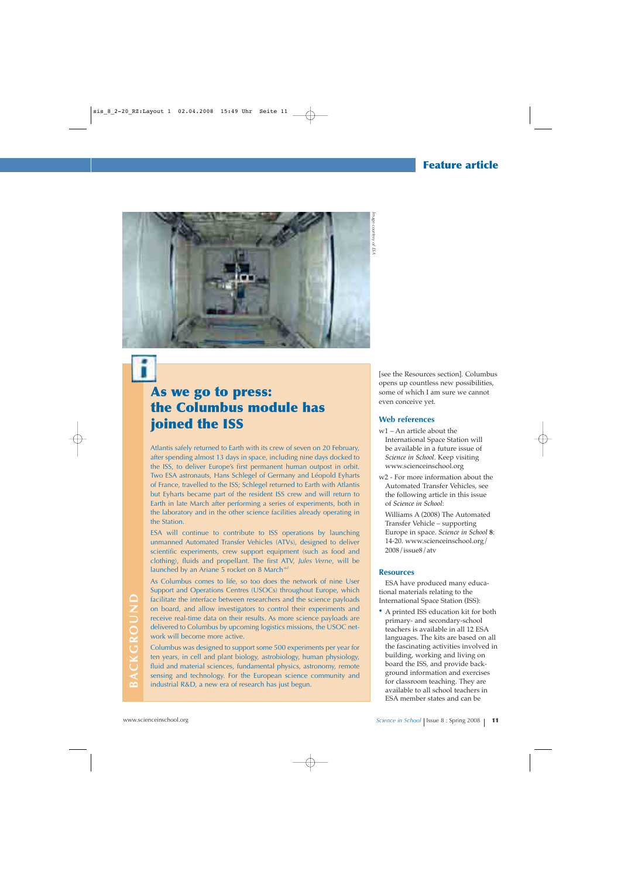Image courtesy of ESA

## As we go to press: the Columbus module has joined the ISS

BACKGROUND

Atlantis safely returned to Earth with its crew of seven on 20 February, after spending almost 13 days in space, including nine days docked to the ISS, to deliver Europe's first permanent human outpost in orbit. Two ESA astronauts, Hans Schlegel of Germany and Léopold Eyharts of France, travelled to the ISS; Schlegel returned to Earth with Atlantis but Eyharts became part of the resident ISS crew and will return to Earth in late March after performing a series of experiments, both in the laboratory and in the other science facilities already operating in the Station.

ESA will continue to contribute to ISS operations by launching unmanned Automated Transfer Vehicles (ATVs), designed to deliver scientific experiments, crew support equipment (such as food and clothing), fluids and propellant. The first ATV, *Jules Verne*, will be launched by an Ariane 5 rocket on 8 March[w2]

As Columbus comes to life, so too does the network of nine User Support and Operations Centres (USOCs) throughout Europe, which facilitate the interface between researchers and the science payloads on board, and allow investigators to control their experiments and receive real-time data on their results. As more science payloads are delivered to Columbus by upcoming logistics missions, the USOC network will become more active.

Columbus was designed to support some 500 experiments per year for ten years, in cell and plant biology, astrobiology, human physiology, fluid and material sciences, fundamental physics, astronomy, remote sensing and technology. For the European science community and industrial R&D, a new era of research has just begun.

[see the Resources section]. Columbus opens up countless new possibilities, some of which I am sure we cannot even conceive yet.

### Web references

w1 – An article about the International Space Station will be available in a future issue of *Science in School*. Keep visiting www.scienceinschool.org

w2 - For more information about the Automated Transfer Vehicles, see the following article in this issue of *Science in School*:

Williams A (2008) The Automated Transfer Vehicle – supporting Europe in space. *Science in School* **8**: 14-20. www.scienceinschool.org/2008/issue8/atv

### Resources

ESA have produced many educational materials relating to the International Space Station (ISS):

- A printed ISS education kit for both primary- and secondary-school teachers is available in all 12 ESA languages. The kits are based on all the fascinating activities involved in building, working and living on board the ISS, and provide background information and exercises for classroom teaching. They are available to all school teachers in ESA member states and can be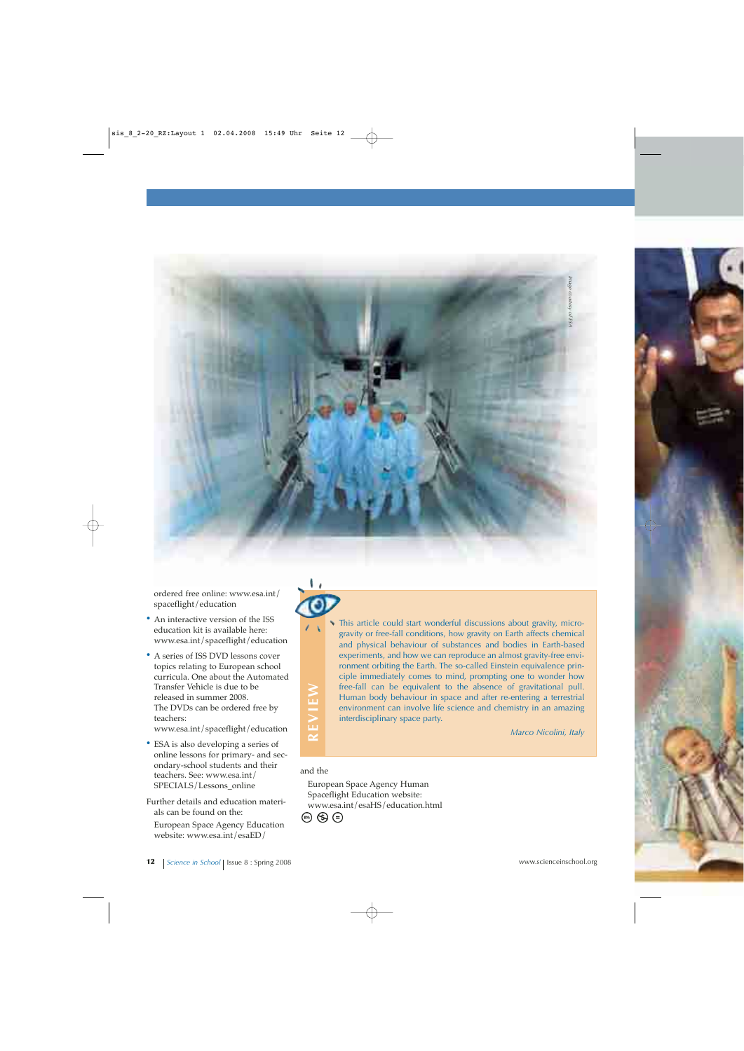ordered free online: www.esa.int/spaceflight/education

- An interactive version of the ISS education kit is available here: www.esa.int/spaceflight/education
- A series of ISS DVD lessons cover topics relating to European school curricula. One about the Automated Transfer Vehicle is due to be released in summer 2008. The DVDs can be ordered free by teachers: www.esa.int/spaceflight/education
- ESA is also developing a series of online lessons for primary- and secondary-school students and their teachers. See: www.esa.int/SPECIALS/Lessons_online

Further details and education materials can be found on the:

European Space Agency Education website: www.esa.int/esaED/

and the

European Space Agency Human Spaceflight Education website: www.esa.int/esaHS/education.html

## REVIEW

This article could start wonderful discussions about gravity, microgravity or free-fall conditions, how gravity on Earth affects chemical and physical behaviour of substances and bodies in Earth-based experiments, and how we can reproduce an almost gravity-free environment orbiting the Earth. The so-called Einstein equivalence principle immediately comes to mind, prompting one to wonder how free-fall can be equivalent to the absence of gravitational pull. Human body behaviour in space and after re-entering a terrestrial environment can involve life science and chemistry in an amazing interdisciplinary space party.

*Marco Nicolini, Italy*